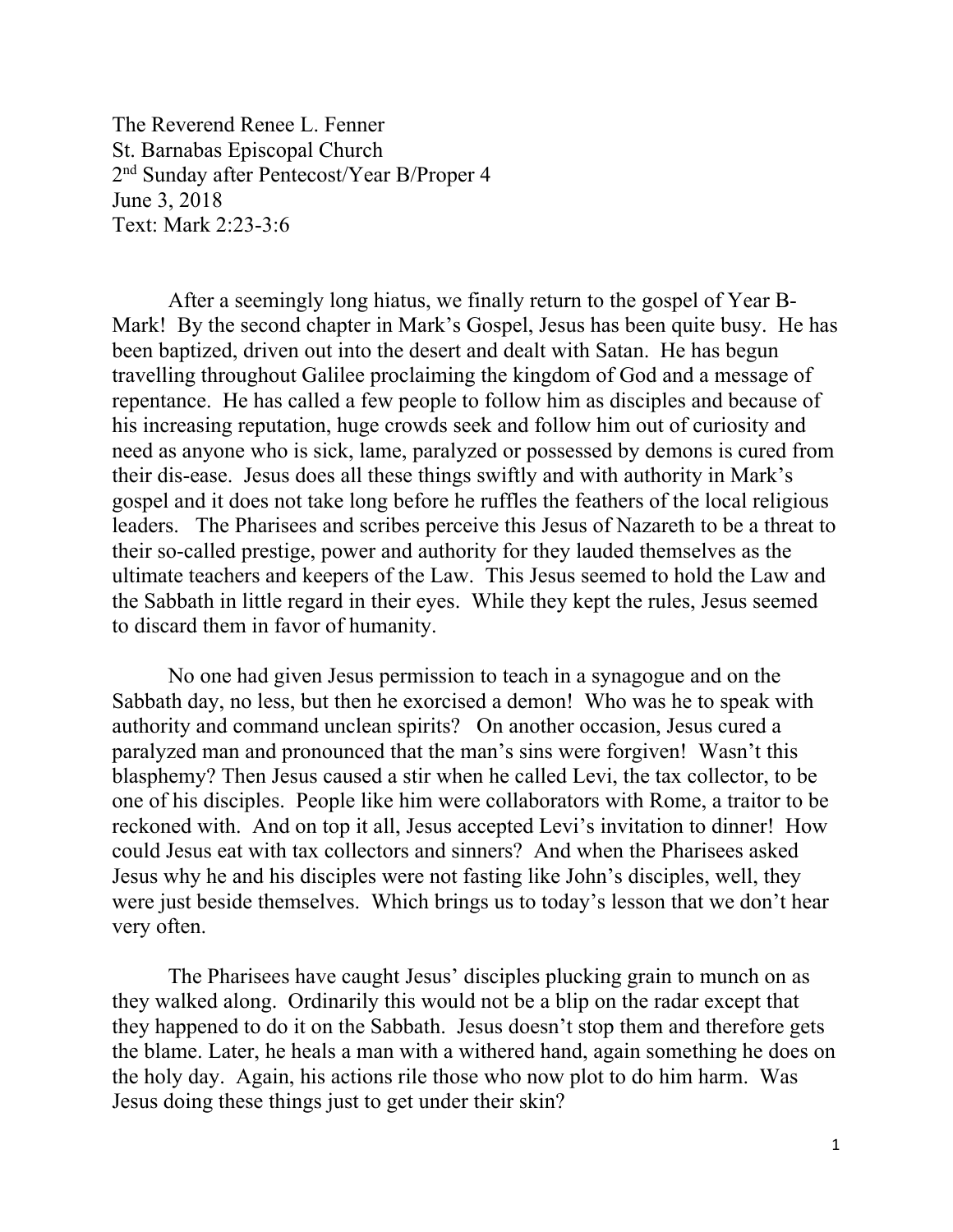The Reverend Renee L. Fenner
St. Barnabas Episcopal Church
2nd Sunday after Pentecost/Year B/Proper 4
June 3, 2018
Text: Mark 2:23-3:6

After a seemingly long hiatus, we finally return to the gospel of Year B-Mark! By the second chapter in Mark's Gospel, Jesus has been quite busy. He has been baptized, driven out into the desert and dealt with Satan. He has begun travelling throughout Galilee proclaiming the kingdom of God and a message of repentance. He has called a few people to follow him as disciples and because of his increasing reputation, huge crowds seek and follow him out of curiosity and need as anyone who is sick, lame, paralyzed or possessed by demons is cured from their dis-ease. Jesus does all these things swiftly and with authority in Mark's gospel and it does not take long before he ruffles the feathers of the local religious leaders. The Pharisees and scribes perceive this Jesus of Nazareth to be a threat to their so-called prestige, power and authority for they lauded themselves as the ultimate teachers and keepers of the Law. This Jesus seemed to hold the Law and the Sabbath in little regard in their eyes. While they kept the rules, Jesus seemed to discard them in favor of humanity.

No one had given Jesus permission to teach in a synagogue and on the Sabbath day, no less, but then he exorcised a demon! Who was he to speak with authority and command unclean spirits? On another occasion, Jesus cured a paralyzed man and pronounced that the man's sins were forgiven! Wasn't this blasphemy? Then Jesus caused a stir when he called Levi, the tax collector, to be one of his disciples. People like him were collaborators with Rome, a traitor to be reckoned with. And on top it all, Jesus accepted Levi's invitation to dinner! How could Jesus eat with tax collectors and sinners? And when the Pharisees asked Jesus why he and his disciples were not fasting like John's disciples, well, they were just beside themselves. Which brings us to today's lesson that we don't hear very often.

The Pharisees have caught Jesus' disciples plucking grain to munch on as they walked along. Ordinarily this would not be a blip on the radar except that they happened to do it on the Sabbath. Jesus doesn't stop them and therefore gets the blame. Later, he heals a man with a withered hand, again something he does on the holy day. Again, his actions rile those who now plot to do him harm. Was Jesus doing these things just to get under their skin?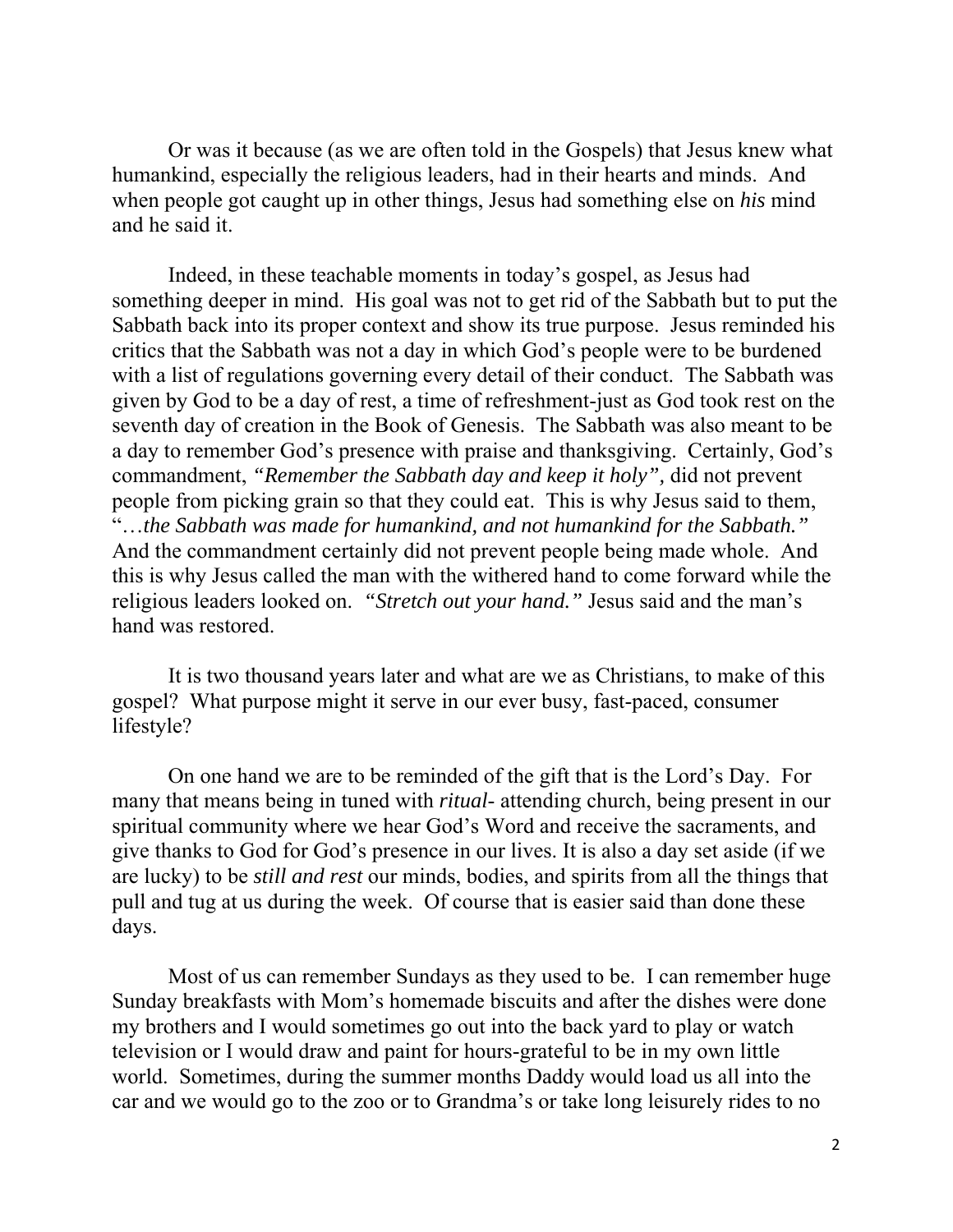Or was it because (as we are often told in the Gospels) that Jesus knew what humankind, especially the religious leaders, had in their hearts and minds. And when people got caught up in other things, Jesus had something else on *his* mind and he said it.

Indeed, in these teachable moments in today's gospel, as Jesus had something deeper in mind. His goal was not to get rid of the Sabbath but to put the Sabbath back into its proper context and show its true purpose. Jesus reminded his critics that the Sabbath was not a day in which God's people were to be burdened with a list of regulations governing every detail of their conduct. The Sabbath was given by God to be a day of rest, a time of refreshment-just as God took rest on the seventh day of creation in the Book of Genesis. The Sabbath was also meant to be a day to remember God's presence with praise and thanksgiving. Certainly, God's commandment, *"Remember the Sabbath day and keep it holy",* did not prevent people from picking grain so that they could eat. This is why Jesus said to them, "*…the Sabbath was made for humankind, and not humankind for the Sabbath."* And the commandment certainly did not prevent people being made whole. And this is why Jesus called the man with the withered hand to come forward while the religious leaders looked on. *"Stretch out your hand."* Jesus said and the man's hand was restored.

It is two thousand years later and what are we as Christians, to make of this gospel? What purpose might it serve in our ever busy, fast-paced, consumer lifestyle?

On one hand we are to be reminded of the gift that is the Lord's Day. For many that means being in tuned with *ritual*- attending church, being present in our spiritual community where we hear God's Word and receive the sacraments, and give thanks to God for God's presence in our lives. It is also a day set aside (if we are lucky) to be *still and rest* our minds, bodies, and spirits from all the things that pull and tug at us during the week. Of course that is easier said than done these days.

Most of us can remember Sundays as they used to be. I can remember huge Sunday breakfasts with Mom's homemade biscuits and after the dishes were done my brothers and I would sometimes go out into the back yard to play or watch television or I would draw and paint for hours-grateful to be in my own little world. Sometimes, during the summer months Daddy would load us all into the car and we would go to the zoo or to Grandma's or take long leisurely rides to no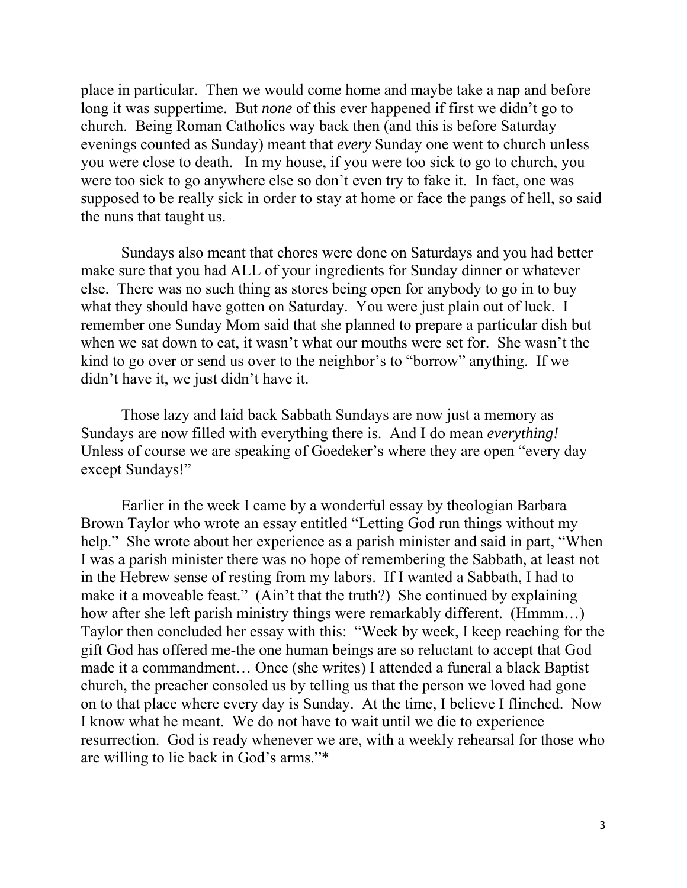place in particular. Then we would come home and maybe take a nap and before long it was suppertime. But *none* of this ever happened if first we didn't go to church. Being Roman Catholics way back then (and this is before Saturday evenings counted as Sunday) meant that *every* Sunday one went to church unless you were close to death. In my house, if you were too sick to go to church, you were too sick to go anywhere else so don't even try to fake it. In fact, one was supposed to be really sick in order to stay at home or face the pangs of hell, so said the nuns that taught us.

Sundays also meant that chores were done on Saturdays and you had better make sure that you had ALL of your ingredients for Sunday dinner or whatever else. There was no such thing as stores being open for anybody to go in to buy what they should have gotten on Saturday. You were just plain out of luck. I remember one Sunday Mom said that she planned to prepare a particular dish but when we sat down to eat, it wasn't what our mouths were set for. She wasn't the kind to go over or send us over to the neighbor's to "borrow" anything. If we didn't have it, we just didn't have it.

Those lazy and laid back Sabbath Sundays are now just a memory as Sundays are now filled with everything there is. And I do mean *everything!* Unless of course we are speaking of Goedeker's where they are open "every day except Sundays!"

Earlier in the week I came by a wonderful essay by theologian Barbara Brown Taylor who wrote an essay entitled "Letting God run things without my help." She wrote about her experience as a parish minister and said in part, "When I was a parish minister there was no hope of remembering the Sabbath, at least not in the Hebrew sense of resting from my labors. If I wanted a Sabbath, I had to make it a moveable feast." (Ain't that the truth?) She continued by explaining how after she left parish ministry things were remarkably different. (Hmmm…) Taylor then concluded her essay with this: "Week by week, I keep reaching for the gift God has offered me-the one human beings are so reluctant to accept that God made it a commandment… Once (she writes) I attended a funeral a black Baptist church, the preacher consoled us by telling us that the person we loved had gone on to that place where every day is Sunday. At the time, I believe I flinched. Now I know what he meant. We do not have to wait until we die to experience resurrection. God is ready whenever we are, with a weekly rehearsal for those who are willing to lie back in God's arms."*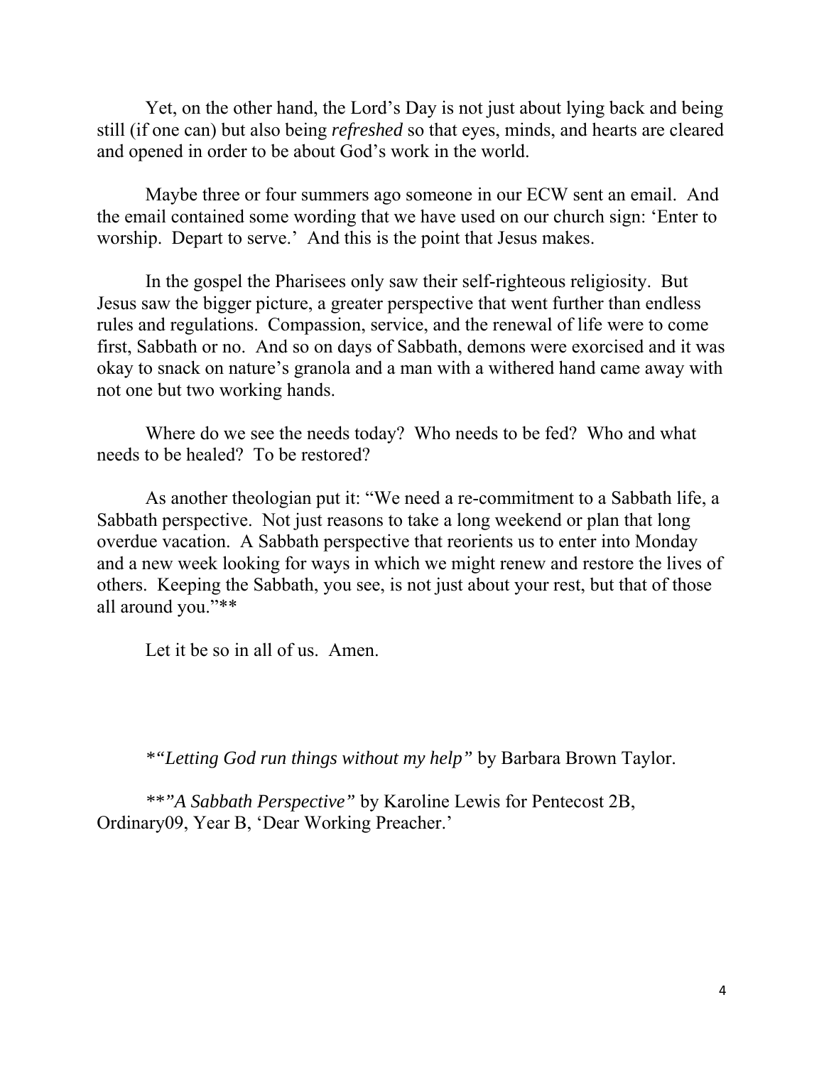Yet, on the other hand, the Lord's Day is not just about lying back and being still (if one can) but also being *refreshed* so that eyes, minds, and hearts are cleared and opened in order to be about God's work in the world.

Maybe three or four summers ago someone in our ECW sent an email. And the email contained some wording that we have used on our church sign: 'Enter to worship. Depart to serve.' And this is the point that Jesus makes.

In the gospel the Pharisees only saw their self-righteous religiosity. But Jesus saw the bigger picture, a greater perspective that went further than endless rules and regulations. Compassion, service, and the renewal of life were to come first, Sabbath or no. And so on days of Sabbath, demons were exorcised and it was okay to snack on nature's granola and a man with a withered hand came away with not one but two working hands.

Where do we see the needs today? Who needs to be fed? Who and what needs to be healed? To be restored?

As another theologian put it: "We need a re-commitment to a Sabbath life, a Sabbath perspective. Not just reasons to take a long weekend or plan that long overdue vacation. A Sabbath perspective that reorients us to enter into Monday and a new week looking for ways in which we might renew and restore the lives of others. Keeping the Sabbath, you see, is not just about your rest, but that of those all around you."**

Let it be so in all of us. Amen.

**"Letting God run things without my help"* by Barbara Brown Taylor.

***"A Sabbath Perspective"* by Karoline Lewis for Pentecost 2B, Ordinary09, Year B, 'Dear Working Preacher.'